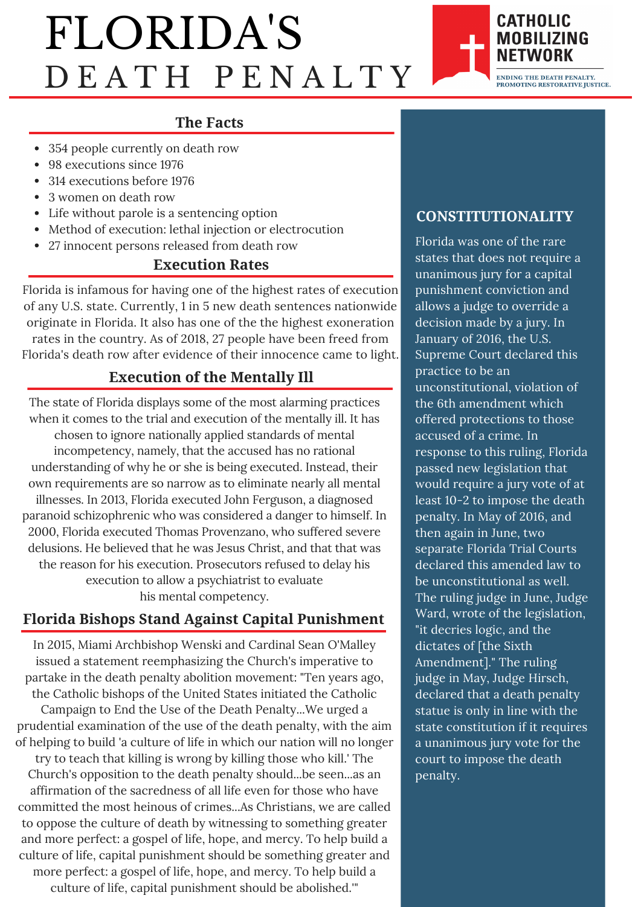# FLORIDA'S DEATH PENALTY

**CATHOLIC MOBILIZING NETWORK**

ENDING THE DEATH PENALTY. PROMOTING RESTORATIVE JUSTICE.

## The Facts

- 354 people currently on death row
- 98 executions since 1976
- 314 executions before 1976
- 3 women on death row
- Life without parole is a sentencing option
- Method of execution: lethal injection or electrocution
- 27 innocent persons released from death row

## Execution Rates

Florida is infamous for having one of the highest rates of execution of any U.S. state. Currently, 1 in 5 new death sentences nationwide originate in Florida. It also has one of the the highest exoneration rates in the country. As of 2018, 27 people have been freed from Florida's death row after evidence of their innocence came to light.

## Execution of the Mentally Ill

The state of Florida displays some of the most alarming practices when it comes to the trial and execution of the mentally ill. It has chosen to ignore nationally applied standards of mental incompetency, namely, that the accused has no rational understanding of why he or she is being executed. Instead, their own requirements are so narrow as to eliminate nearly all mental illnesses. In 2013, Florida executed John Ferguson, a diagnosed paranoid schizophrenic who was considered a danger to himself. In 2000, Florida executed Thomas Provenzano, who suffered severe delusions. He believed that he was Jesus Christ, and that that was the reason for his execution. Prosecutors refused to delay his execution to allow a psychiatrist to evaluate his mental competency.

## Florida Bishops Stand Against Capital Punishment

In 2015, Miami Archbishop Wenski and Cardinal Sean O'Malley issued a statement reemphasizing the Church's imperative to partake in the death penalty abolition movement: "Ten years ago, the Catholic bishops of the United States initiated the Catholic Campaign to End the Use of the Death Penalty...We urged a prudential examination of the use of the death penalty, with the aim of helping to build 'a culture of life in which our nation will no longer try to teach that killing is wrong by killing those who kill.' The Church's opposition to the death penalty should...be seen...as an affirmation of the sacredness of all life even for those who have committed the most heinous of crimes...As Christians, we are called to oppose the culture of death by witnessing to something greater and more perfect: a gospel of life, hope, and mercy. To help build a culture of life, capital punishment should be something greater and more perfect: a gospel of life, hope, and mercy. To help build a culture of life, capital punishment should be abolished.'"

## CONSTITUTIONALITY

Florida was one of the rare states that does not require a unanimous jury for a capital punishment conviction and allows a judge to override a decision made by a jury. In January of 2016, the U.S. Supreme Court declared this practice to be an unconstitutional, violation of the 6th amendment which offered protections to those accused of a crime. In response to this ruling, Florida passed new legislation that would require a jury vote of at least 10-2 to impose the death penalty. In May of 2016, and then again in June, two separate Florida Trial Courts declared this amended law to be unconstitutional as well. The ruling judge in June, Judge Ward, wrote of the legislation, "it decries logic, and the dictates of [the Sixth Amendment]." The ruling judge in May, Judge Hirsch, declared that a death penalty statue is only in line with the state constitution if it requires a unanimous jury vote for the court to impose the death penalty.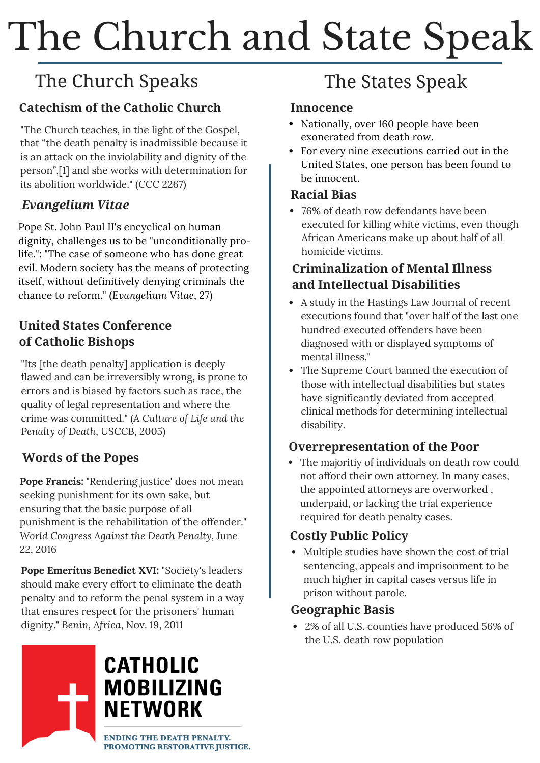# The Church and State Speak

## The Church Speaks

### Catechism of the Catholic Church

"The Church teaches, in the light of the Gospel, that "the death penalty is inadmissible because it is an attack on the inviolability and dignity of the person",[1] and she works with determination for its abolition worldwide." (CCC 2267)

### *Evangelium Vitae*

Pope St. John Paul II's encyclical on human dignity, challenges us to be "unconditionally pro-life.": "The case of someone who has done great evil. Modern society has the means of protecting itself, without definitively denying criminals the chance to reform." (*Evangelium Vitae*, 27)

### United States Conference of Catholic Bishops

"Its [the death penalty] application is deeply flawed and can be irreversibly wrong, is prone to errors and is biased by factors such as race, the quality of legal representation and where the crime was committed." (*A Culture of Life and the Penalty of Death*, USCCB, 2005)

### Words of the Popes

**Pope Francis:** "Rendering justice' does not mean seeking punishment for its own sake, but ensuring that the basic purpose of all punishment is the rehabilitation of the offender." *World Congress Against the Death Penalty*, June 22, 2016

**Pope Emeritus Benedict XVI:** "Society's leaders should make every effort to eliminate the death penalty and to reform the penal system in a way that ensures respect for the prisoners' human dignity." *Benin, Africa*, Nov. 19, 2011

**CATHOLIC MOBILIZING NETWORK**

ENDING THE DEATH PENALTY.
PROMOTING RESTORATIVE JUSTICE.

## The States Speak

### Innocence

- Nationally, over 160 people have been exonerated from death row.
- For every nine executions carried out in the United States, one person has been found to be innocent.

### Racial Bias

- 76% of death row defendants have been executed for killing white victims, even though African Americans make up about half of all homicide victims.

### Criminalization of Mental Illness and Intellectual Disabilities

- A study in the Hastings Law Journal of recent executions found that "over half of the last one hundred executed offenders have been diagnosed with or displayed symptoms of mental illness."
- The Supreme Court banned the execution of those with intellectual disabilities but states have significantly deviated from accepted clinical methods for determining intellectual disability.

### Overrepresentation of the Poor

- The majoritiy of individuals on death row could not afford their own attorney. In many cases, the appointed attorneys are overworked , underpaid, or lacking the trial experience required for death penalty cases.

### Costly Public Policy

- Multiple studies have shown the cost of trial sentencing, appeals and imprisonment to be much higher in capital cases versus life in prison without parole.

### Geographic Basis

- 2% of all U.S. counties have produced 56% of the U.S. death row population